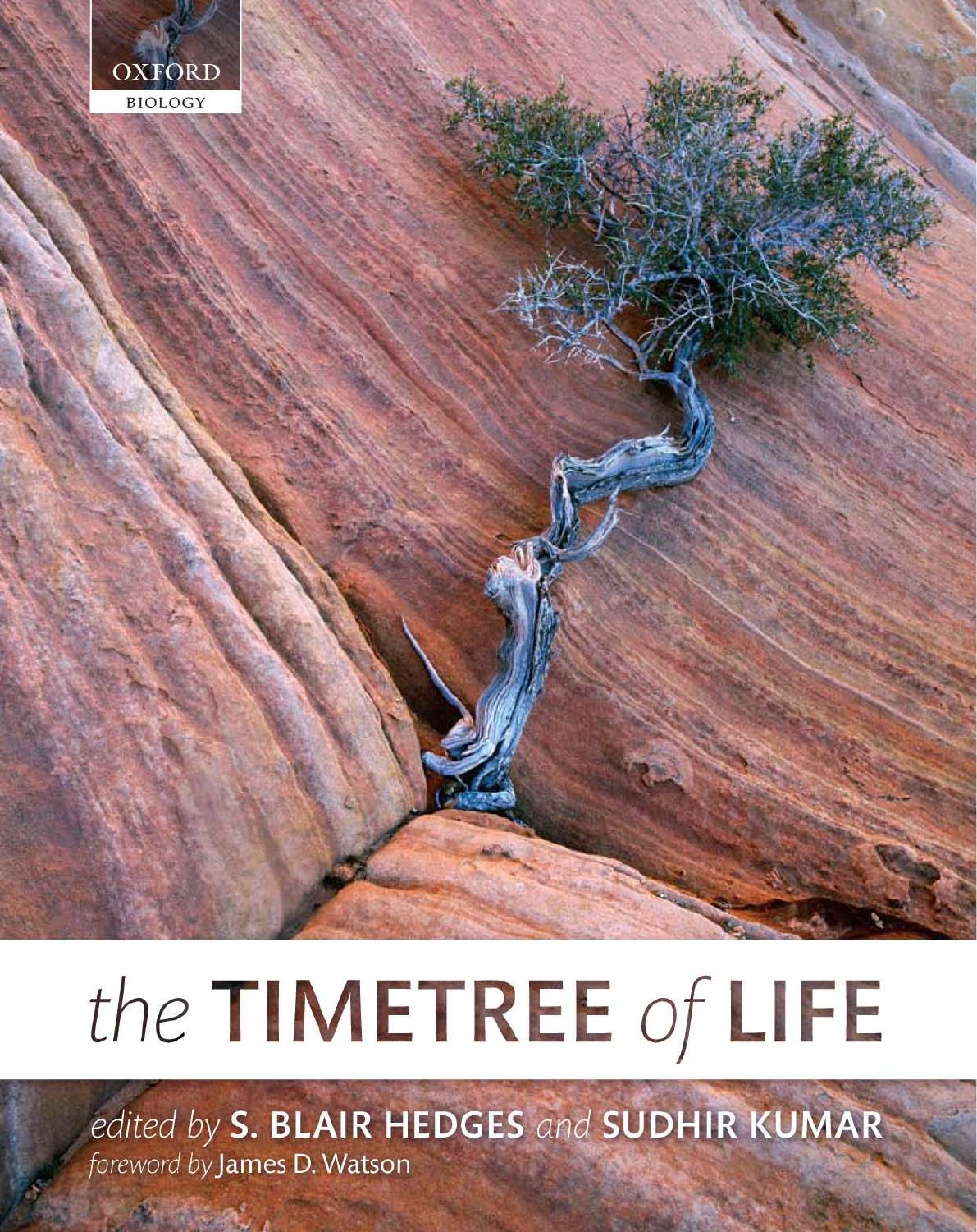OXFORD

BIOLOGY

# *the* TIMETREE *of* LIFE

*edited by* **S. BLAIR HEDGES** *and* **SUDHIR KUMAR**

*foreword by* James D. Watson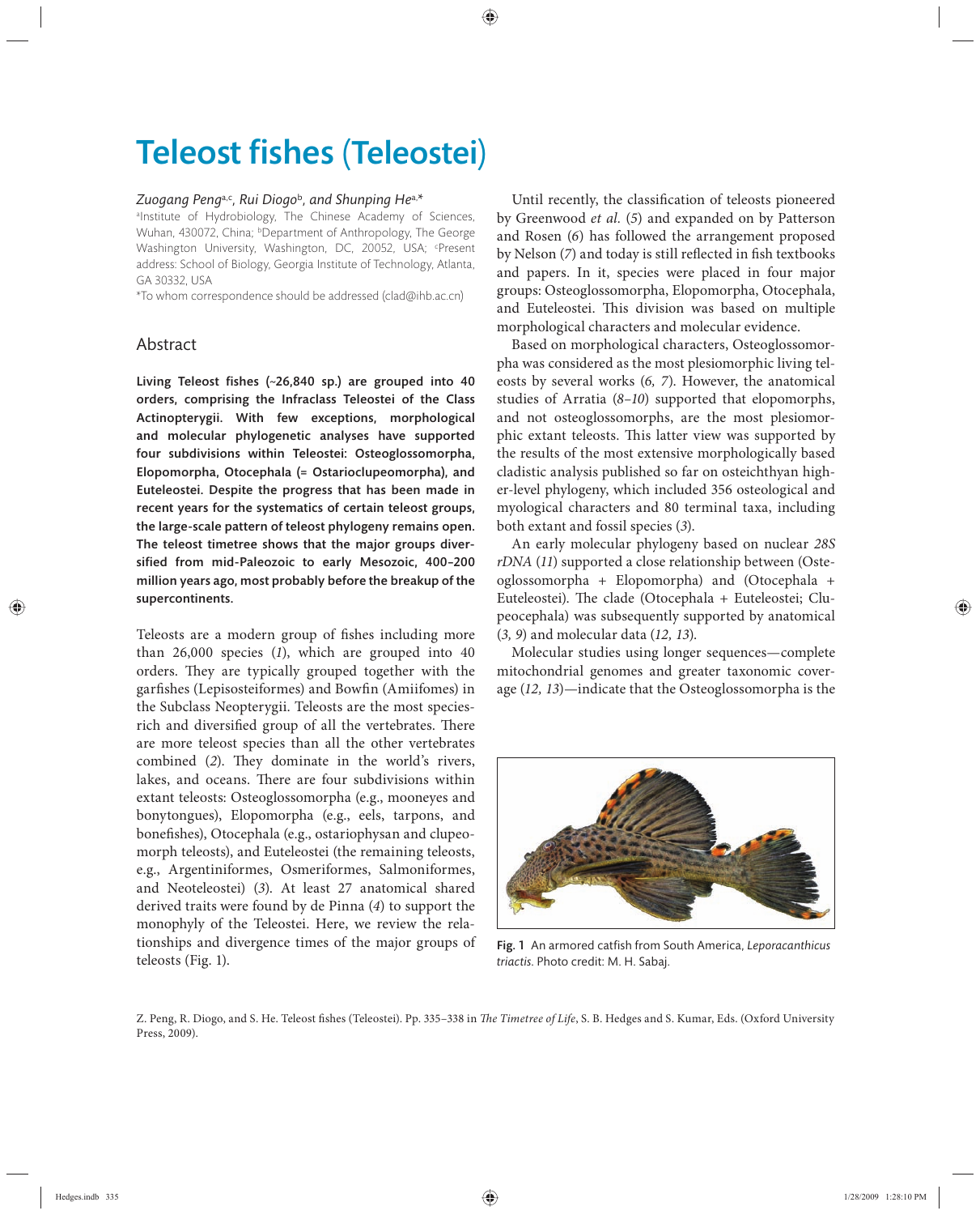# Teleost fishes (Teleostei)

*Zuogang Peng*[a,c], *Rui Diogo*[b], *and Shunping He*[a,*]

[a]Institute of Hydrobiology, The Chinese Academy of Sciences, Wuhan, 430072, China; [b]Department of Anthropology, The George Washington University, Washington, DC, 20052, USA; [c]Present address: School of Biology, Georgia Institute of Technology, Atlanta, GA 30332, USA

*To whom correspondence should be addressed (clad@ihb.ac.cn)

## Abstract

**Living Teleost fishes (~26,840 sp.) are grouped into 40 orders, comprising the Infraclass Teleostei of the Class Actinopterygii. With few exceptions, morphological and molecular phylogenetic analyses have supported four subdivisions within Teleostei: Osteoglossomorpha, Elopomorpha, Otocephala (= Ostarioclupeomorpha), and Euteleostei. Despite the progress that has been made in recent years for the systematics of certain teleost groups, the large-scale pattern of teleost phylogeny remains open. The teleost timetree shows that the major groups diversified from mid-Paleozoic to early Mesozoic, 400–200 million years ago, most probably before the breakup of the supercontinents.**

Teleosts are a modern group of fishes including more than 26,000 species (*1*), which are grouped into 40 orders. They are typically grouped together with the garfishes (Lepisosteiformes) and Bowfin (Amiifomes) in the Subclass Neopterygii. Teleosts are the most species-rich and diversified group of all the vertebrates. There are more teleost species than all the other vertebrates combined (*2*). They dominate in the world's rivers, lakes, and oceans. There are four subdivisions within extant teleosts: Osteoglossomorpha (e.g., mooneyes and bonytongues), Elopomorpha (e.g., eels, tarpons, and bonefishes), Otocephala (e.g., ostariophysan and clupeomorph teleosts), and Euteleostei (the remaining teleosts, e.g., Argentiniformes, Osmeriformes, Salmoniformes, and Neoteleostei) (*3*). At least 27 anatomical shared derived traits were found by de Pinna (*4*) to support the monophyly of the Teleostei. Here, we review the relationships and divergence times of the major groups of teleosts (Fig. 1).

Until recently, the classification of teleosts pioneered by Greenwood *et al.* (*5*) and expanded on by Patterson and Rosen (*6*) has followed the arrangement proposed by Nelson (*7*) and today is still reflected in fish textbooks and papers. In it, species were placed in four major groups: Osteoglossomorpha, Elopomorpha, Otocephala, and Euteleostei. This division was based on multiple morphological characters and molecular evidence.

Based on morphological characters, Osteoglossomorpha was considered as the most plesiomorphic living teleosts by several works (*6, 7*). However, the anatomical studies of Arratia (*8–10*) supported that elopomorphs, and not osteoglossomorphs, are the most plesiomorphic extant teleosts. This latter view was supported by the results of the most extensive morphologically based cladistic analysis published so far on osteichthyan higher-level phylogeny, which included 356 osteological and myological characters and 80 terminal taxa, including both extant and fossil species (*3*).

An early molecular phylogeny based on nuclear *28S rDNA* (*11*) supported a close relationship between (Osteoglossomorpha + Elopomorpha) and (Otocephala + Euteleostei). The clade (Otocephala + Euteleostei; Clupeocephala) was subsequently supported by anatomical (*3, 9*) and molecular data (*12, 13*).

Molecular studies using longer sequences—complete mitochondrial genomes and greater taxonomic coverage (*12, 13*)—indicate that the Osteoglossomorpha is the

Fig. 1 An armored catfish from South America, *Leporacanthicus triactis*. Photo credit: M. H. Sabaj.

Z. Peng, R. Diogo, and S. He. Teleost fishes (Teleostei). Pp. 335–338 in *The Timetree of Life*, S. B. Hedges and S. Kumar, Eds. (Oxford University Press, 2009).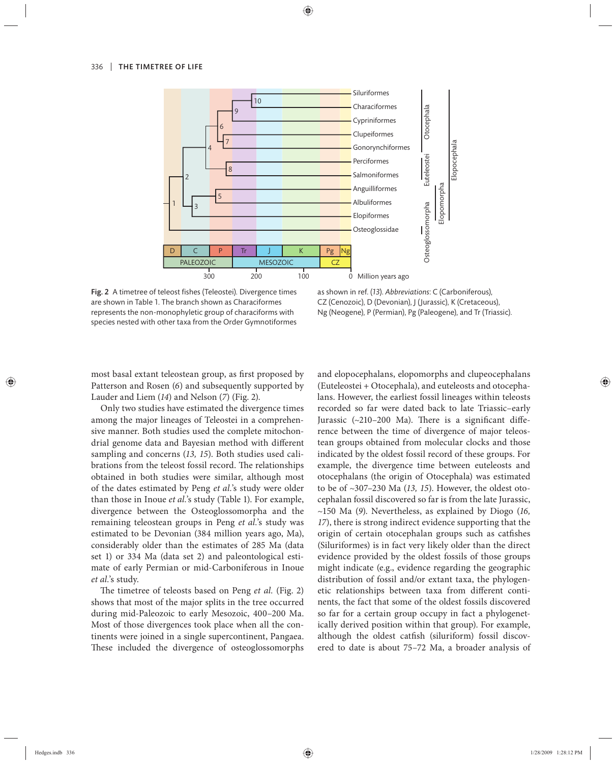Fig. 2 A timetree of teleost fishes (Teleostei). Divergence times are shown in Table 1. The branch shown as Characiformes represents the non-monophyletic group of characiforms with species nested with other taxa from the Order Gymnotiformes as shown in ref. (*13*). *Abbreviations*: C (Carboniferous), CZ (Cenozoic), D (Devonian), J (Jurassic), K (Cretaceous), Ng (Neogene), P (Permian), Pg (Paleogene), and Tr (Triassic).

most basal extant teleostean group, as first proposed by Patterson and Rosen (*6*) and subsequently supported by Lauder and Liem (*14*) and Nelson (*7*) (Fig. 2).

Only two studies have estimated the divergence times among the major lineages of Teleostei in a comprehensive manner. Both studies used the complete mitochondrial genome data and Bayesian method with different sampling and concerns (*13, 15*). Both studies used calibrations from the teleost fossil record. The relationships obtained in both studies were similar, although most of the dates estimated by Peng *et al.*'s study were older than those in Inoue *et al.*'s study (Table 1). For example, divergence between the Osteoglossomorpha and the remaining teleostean groups in Peng *et al.*'s study was estimated to be Devonian (384 million years ago, Ma), considerably older than the estimates of 285 Ma (data set 1) or 334 Ma (data set 2) and paleontological estimate of early Permian or mid-Carboniferous in Inoue *et al.*'s study.

The timetree of teleosts based on Peng *et al.* (Fig. 2) shows that most of the major splits in the tree occurred during mid-Paleozoic to early Mesozoic, 400–200 Ma. Most of those divergences took place when all the continents were joined in a single supercontinent, Pangaea. These included the divergence of osteoglossomorphs and elopocephalans, elopomorphs and clupeocephalans (Euteleostei + Otocephala), and euteleosts and otocephalans. However, the earliest fossil lineages within teleosts recorded so far were dated back to late Triassic–early Jurassic (~210–200 Ma). There is a significant difference between the time of divergence of major teleostean groups obtained from molecular clocks and those indicated by the oldest fossil record of these groups. For example, the divergence time between euteleosts and otocephalans (the origin of Otocephala) was estimated to be of ~307–230 Ma (*13, 15*). However, the oldest otocephalan fossil discovered so far is from the late Jurassic, ~150 Ma (*9*). Nevertheless, as explained by Diogo (*16, 17*), there is strong indirect evidence supporting that the origin of certain otocephalan groups such as catfishes (Siluriformes) is in fact very likely older than the direct evidence provided by the oldest fossils of those groups might indicate (e.g., evidence regarding the geographic distribution of fossil and/or extant taxa, the phylogenetic relationships between taxa from different continents, the fact that some of the oldest fossils discovered so far for a certain group occupy in fact a phylogenetically derived position within that group). For example, although the oldest catfish (siluriform) fossil discovered to date is about 75–72 Ma, a broader analysis of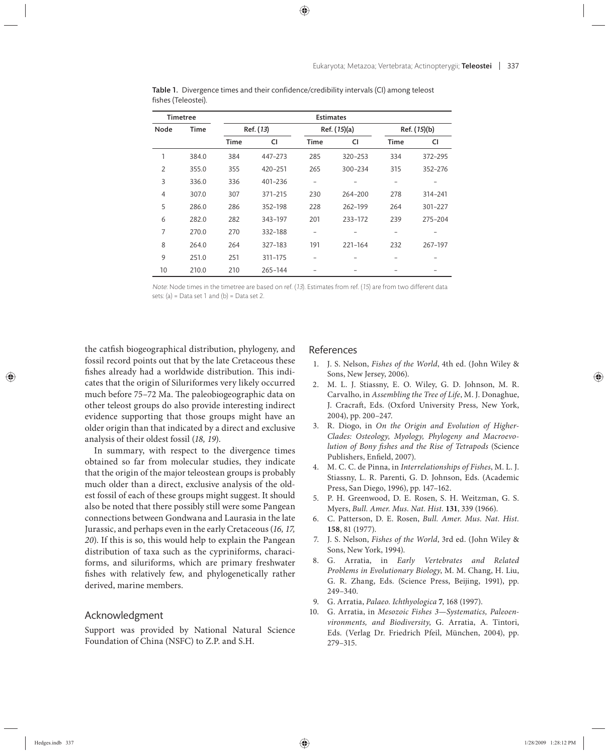**Table 1.** Divergence times and their confidence/credibility intervals (CI) among teleost fishes (Teleostei).

| Timetree | | Estimates | | | | | |
|---|---|---|---|---|---|---|---|
| Node | Time | Ref. (*13*) | | Ref. (*15*)(a) | | Ref. (*15*)(b) | |
| | | Time | CI | Time | CI | Time | CI |
| 1 | 384.0 | 384 | 447–273 | 285 | 320–253 | 334 | 372–295 |
| 2 | 355.0 | 355 | 420–251 | 265 | 300–234 | 315 | 352–276 |
| 3 | 336.0 | 336 | 401–236 | – | – | – | – |
| 4 | 307.0 | 307 | 371–215 | 230 | 264–200 | 278 | 314–241 |
| 5 | 286.0 | 286 | 352–198 | 228 | 262–199 | 264 | 301–227 |
| 6 | 282.0 | 282 | 343–197 | 201 | 233–172 | 239 | 275–204 |
| 7 | 270.0 | 270 | 332–188 | – | – | – | – |
| 8 | 264.0 | 264 | 327–183 | 191 | 221–164 | 232 | 267–197 |
| 9 | 251.0 | 251 | 311–175 | – | – | – | – |
| 10 | 210.0 | 210 | 265–144 | – | – | – | – |

*Note*: Node times in the timetree are based on ref. (*13*). Estimates from ref. (*15*) are from two different data sets: (a) = Data set 1 and (b) = Data set 2.

the catfish biogeographical distribution, phylogeny, and fossil record points out that by the late Cretaceous these fishes already had a worldwide distribution. This indicates that the origin of Siluriformes very likely occurred much before 75–72 Ma. The paleobiogeographic data on other teleost groups do also provide interesting indirect evidence supporting that those groups might have an older origin than that indicated by a direct and exclusive analysis of their oldest fossil (*18, 19*).

In summary, with respect to the divergence times obtained so far from molecular studies, they indicate that the origin of the major teleostean groups is probably much older than a direct, exclusive analysis of the oldest fossil of each of these groups might suggest. It should also be noted that there possibly still were some Pangean connections between Gondwana and Laurasia in the late Jurassic, and perhaps even in the early Cretaceous (*16, 17, 20*). If this is so, this would help to explain the Pangean distribution of taxa such as the cypriniforms, characiforms, and siluriforms, which are primary freshwater fishes with relatively few, and phylogenetically rather derived, marine members.

## Acknowledgment

Support was provided by National Natural Science Foundation of China (NSFC) to Z.P. and S.H.

## References

1. J. S. Nelson, *Fishes of the World*, 4th ed. (John Wiley & Sons, New Jersey, 2006).
2. M. L. J. Stiassny, E. O. Wiley, G. D. Johnson, M. R. Carvalho, in *Assembling the Tree of Life*, M. J. Donaghue, J. Cracraft, Eds. (Oxford University Press, New York, 2004), pp. 200–247.
3. R. Diogo, in *On the Origin and Evolution of Higher-Clades: Osteology, Myology, Phylogeny and Macroevolution of Bony fishes and the Rise of Tetrapods* (Science Publishers, Enfield, 2007).
4. M. C. C. de Pinna, in *Interrelationships of Fishes*, M. L. J. Stiassny, L. R. Parenti, G. D. Johnson, Eds. (Academic Press, San Diego, 1996), pp. 147–162.
5. P. H. Greenwood, D. E. Rosen, S. H. Weitzman, G. S. Myers, *Bull. Amer. Mus. Nat. Hist.* **131**, 339 (1966).
6. C. Patterson, D. E. Rosen, *Bull. Amer. Mus. Nat. Hist.* **158**, 81 (1977).
7. J. S. Nelson, *Fishes of the World*, 3rd ed. (John Wiley & Sons, New York, 1994).
8. G. Arratia, in *Early Vertebrates and Related Problems in Evolutionary Biology*, M. M. Chang, H. Liu, G. R. Zhang, Eds. (Science Press, Beijing, 1991), pp. 249–340.
9. G. Arratia, *Palaeo. Ichthyologica* **7**, 168 (1997).
10. G. Arratia, in *Mesozoic Fishes 3—Systematics, Paleoenvironments, and Biodiversity*, G. Arratia, A. Tintori, Eds. (Verlag Dr. Friedrich Pfeil, München, 2004), pp. 279–315.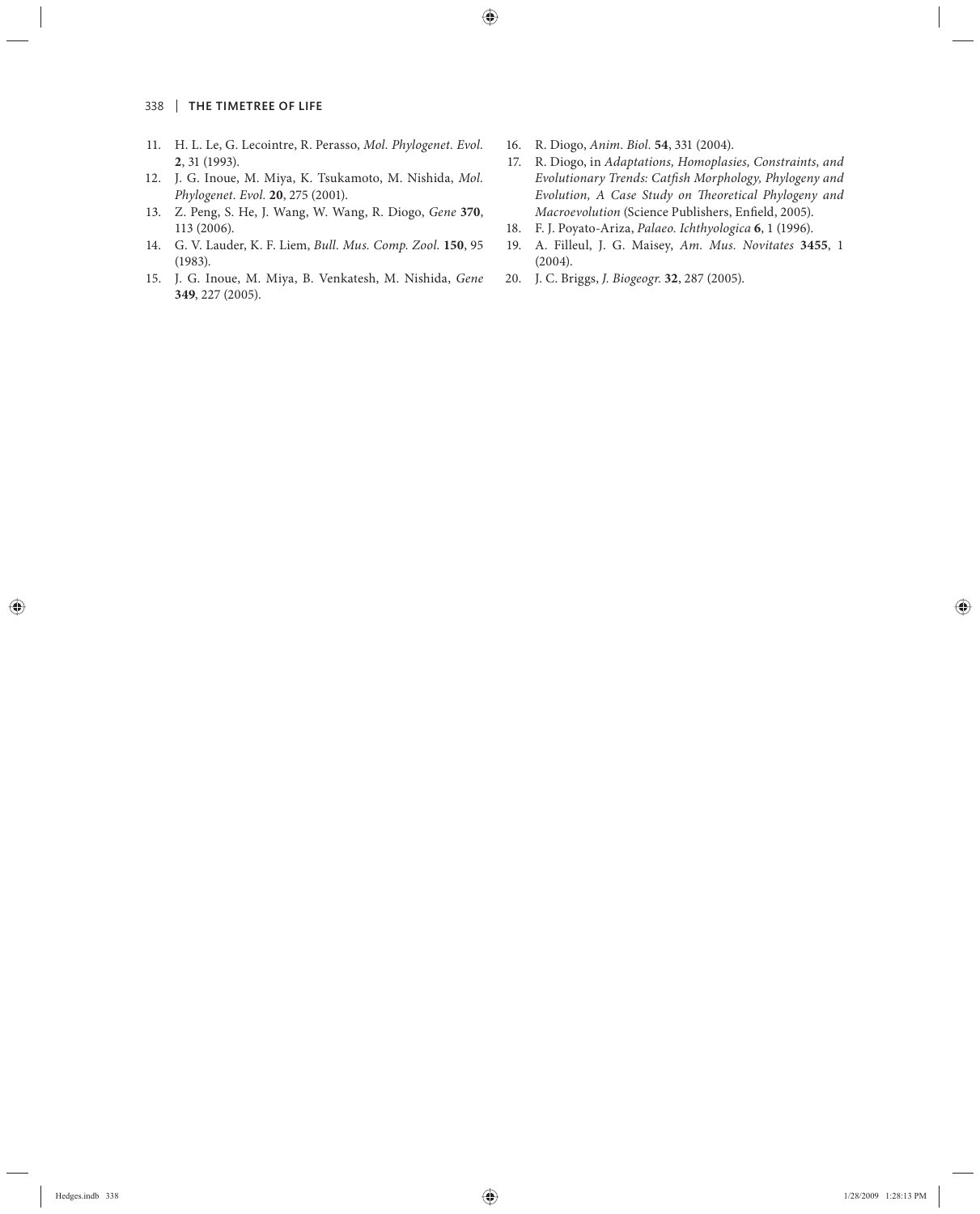11. H. L. Le, G. Lecointre, R. Perasso, *Mol. Phylogenet. Evol.* **2**, 31 (1993).
12. J. G. Inoue, M. Miya, K. Tsukamoto, M. Nishida, *Mol. Phylogenet. Evol.* **20**, 275 (2001).
13. Z. Peng, S. He, J. Wang, W. Wang, R. Diogo, *Gene* **370**, 113 (2006).
14. G. V. Lauder, K. F. Liem, *Bull. Mus. Comp. Zool.* **150**, 95 (1983).
15. J. G. Inoue, M. Miya, B. Venkatesh, M. Nishida, *Gene* **349**, 227 (2005).
16. R. Diogo, *Anim. Biol.* **54**, 331 (2004).
17. R. Diogo, in *Adaptations, Homoplasies, Constraints, and Evolutionary Trends: Catfish Morphology, Phylogeny and Evolution, A Case Study on Theoretical Phylogeny and Macroevolution* (Science Publishers, Enfield, 2005).
18. F. J. Poyato-Ariza, *Palaeo. Ichthyologica* **6**, 1 (1996).
19. A. Filleul, J. G. Maisey, *Am. Mus. Novitates* **3455**, 1 (2004).
20. J. C. Briggs, *J. Biogeogr.* **32**, 287 (2005).